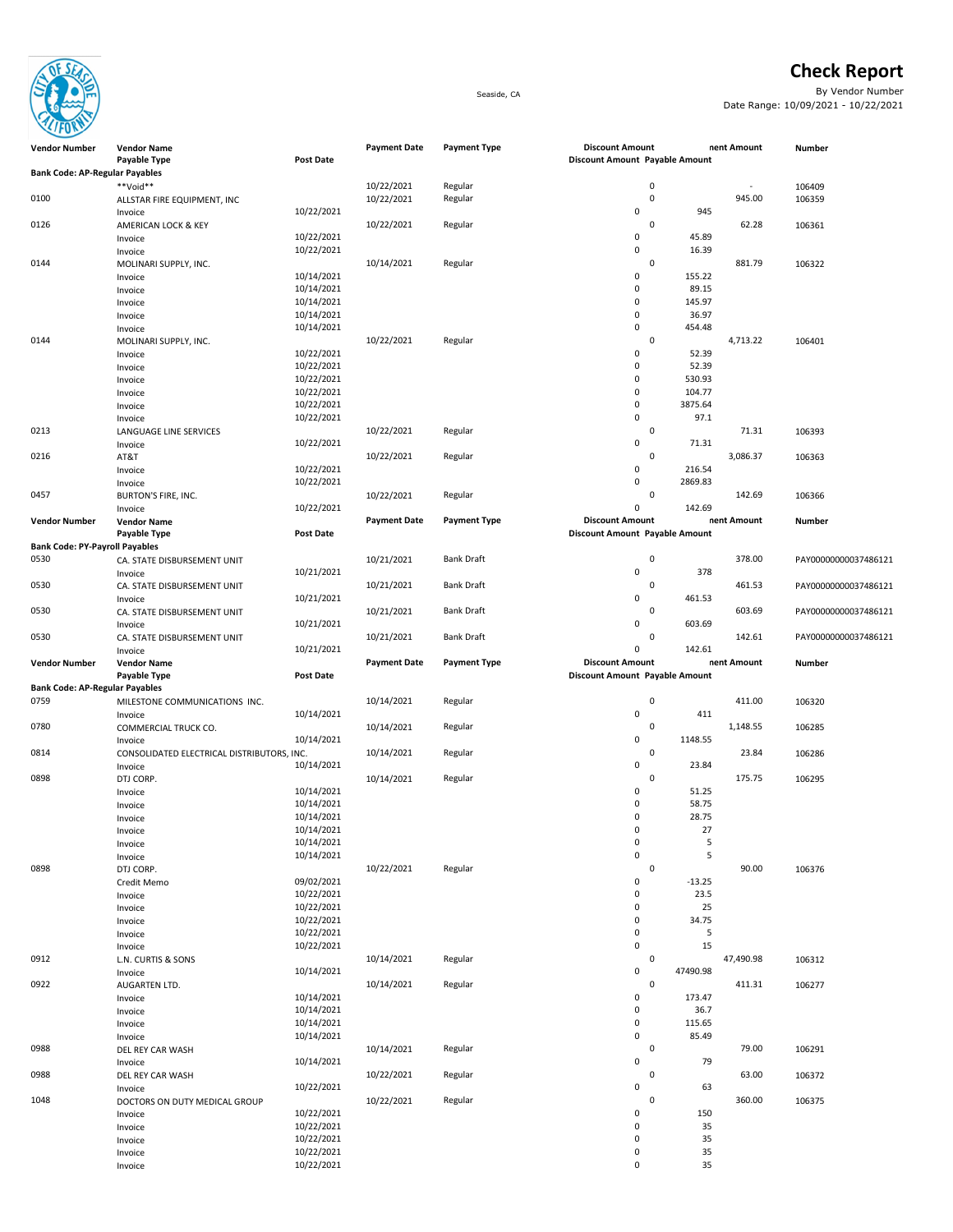# Check Report

Seaside, CA

By Vendor Number

Date Range: 10/09/2021 - 10/22/2021

| Vendor Number | Vendor Name / Payable Type | Post Date | Payment Date | Payment Type | Discount Amount | Payable Amount | Payment Amount | Number |
|---|---|---|---|---|---|---|---|---|
| **Bank Code: AP-Regular Payables** | | | | | | | | |
| | **Void** | | 10/22/2021 | Regular | 0 | | - | 106409 |
| 0100 | ALLSTAR FIRE EQUIPMENT, INC | | 10/22/2021 | Regular | 0 | | 945.00 | 106359 |
| | Invoice | 10/22/2021 | | | 0 | 945 | | |
| 0126 | AMERICAN LOCK & KEY | | 10/22/2021 | Regular | 0 | | 62.28 | 106361 |
| | Invoice | 10/22/2021 | | | 0 | 45.89 | | |
| | Invoice | 10/22/2021 | | | 0 | 16.39 | | |
| 0144 | MOLINARI SUPPLY, INC. | | 10/14/2021 | Regular | 0 | | 881.79 | 106322 |
| | Invoice | 10/14/2021 | | | 0 | 155.22 | | |
| | Invoice | 10/14/2021 | | | 0 | 89.15 | | |
| | Invoice | 10/14/2021 | | | 0 | 145.97 | | |
| | Invoice | 10/14/2021 | | | 0 | 36.97 | | |
| | Invoice | 10/14/2021 | | | 0 | 454.48 | | |
| 0144 | MOLINARI SUPPLY, INC. | | 10/22/2021 | Regular | 0 | | 4,713.22 | 106401 |
| | Invoice | 10/22/2021 | | | 0 | 52.39 | | |
| | Invoice | 10/22/2021 | | | 0 | 52.39 | | |
| | Invoice | 10/22/2021 | | | 0 | 530.93 | | |
| | Invoice | 10/22/2021 | | | 0 | 104.77 | | |
| | Invoice | 10/22/2021 | | | 0 | 3875.64 | | |
| | Invoice | 10/22/2021 | | | 0 | 97.1 | | |
| 0213 | LANGUAGE LINE SERVICES | | 10/22/2021 | Regular | 0 | | 71.31 | 106393 |
| | Invoice | 10/22/2021 | | | 0 | 71.31 | | |
| 0216 | AT&T | | 10/22/2021 | Regular | 0 | | 3,086.37 | 106363 |
| | Invoice | 10/22/2021 | | | 0 | 216.54 | | |
| | Invoice | 10/22/2021 | | | 0 | 2869.83 | | |
| 0457 | BURTON'S FIRE, INC. | | 10/22/2021 | Regular | 0 | | 142.69 | 106366 |
| | Invoice | 10/22/2021 | | | 0 | 142.69 | | |
| **Bank Code: PY-Payroll Payables** | | | | | | | | |
| 0530 | CA. STATE DISBURSEMENT UNIT | | 10/21/2021 | Bank Draft | 0 | | 378.00 | PAY00000000037486121 |
| | Invoice | 10/21/2021 | | | 0 | 378 | | |
| 0530 | CA. STATE DISBURSEMENT UNIT | | 10/21/2021 | Bank Draft | 0 | | 461.53 | PAY00000000037486121 |
| | Invoice | 10/21/2021 | | | 0 | 461.53 | | |
| 0530 | CA. STATE DISBURSEMENT UNIT | | 10/21/2021 | Bank Draft | 0 | | 603.69 | PAY00000000037486121 |
| | Invoice | 10/21/2021 | | | 0 | 603.69 | | |
| 0530 | CA. STATE DISBURSEMENT UNIT | | 10/21/2021 | Bank Draft | 0 | | 142.61 | PAY00000000037486121 |
| | Invoice | 10/21/2021 | | | 0 | 142.61 | | |
| **Bank Code: AP-Regular Payables** | | | | | | | | |
| 0759 | MILESTONE COMMUNICATIONS INC. | | 10/14/2021 | Regular | 0 | | 411.00 | 106320 |
| | Invoice | 10/14/2021 | | | 0 | 411 | | |
| 0780 | COMMERCIAL TRUCK CO. | | 10/14/2021 | Regular | 0 | | 1,148.55 | 106285 |
| | Invoice | 10/14/2021 | | | 0 | 1148.55 | | |
| 0814 | CONSOLIDATED ELECTRICAL DISTRIBUTORS, INC. | | 10/14/2021 | Regular | 0 | | 23.84 | 106286 |
| | Invoice | 10/14/2021 | | | 0 | 23.84 | | |
| 0898 | DTJ CORP. | | 10/14/2021 | Regular | 0 | | 175.75 | 106295 |
| | Invoice | 10/14/2021 | | | 0 | 51.25 | | |
| | Invoice | 10/14/2021 | | | 0 | 58.75 | | |
| | Invoice | 10/14/2021 | | | 0 | 28.75 | | |
| | Invoice | 10/14/2021 | | | 0 | 27 | | |
| | Invoice | 10/14/2021 | | | 0 | 5 | | |
| | Invoice | 10/14/2021 | | | 0 | 5 | | |
| 0898 | DTJ CORP. | | 10/22/2021 | Regular | 0 | | 90.00 | 106376 |
| | Credit Memo | 09/02/2021 | | | 0 | -13.25 | | |
| | Invoice | 10/22/2021 | | | 0 | 23.5 | | |
| | Invoice | 10/22/2021 | | | 0 | 25 | | |
| | Invoice | 10/22/2021 | | | 0 | 34.75 | | |
| | Invoice | 10/22/2021 | | | 0 | 5 | | |
| | Invoice | 10/22/2021 | | | 0 | 15 | | |
| 0912 | L.N. CURTIS & SONS | | 10/14/2021 | Regular | 0 | | 47,490.98 | 106312 |
| | Invoice | 10/14/2021 | | | 0 | 47490.98 | | |
| 0922 | AUGARTEN LTD. | | 10/14/2021 | Regular | 0 | | 411.31 | 106277 |
| | Invoice | 10/14/2021 | | | 0 | 173.47 | | |
| | Invoice | 10/14/2021 | | | 0 | 36.7 | | |
| | Invoice | 10/14/2021 | | | 0 | 115.65 | | |
| | Invoice | 10/14/2021 | | | 0 | 85.49 | | |
| 0988 | DEL REY CAR WASH | | 10/14/2021 | Regular | 0 | | 79.00 | 106291 |
| | Invoice | 10/14/2021 | | | 0 | 79 | | |
| 0988 | DEL REY CAR WASH | | 10/22/2021 | Regular | 0 | | 63.00 | 106372 |
| | Invoice | 10/22/2021 | | | 0 | 63 | | |
| 1048 | DOCTORS ON DUTY MEDICAL GROUP | | 10/22/2021 | Regular | 0 | | 360.00 | 106375 |
| | Invoice | 10/22/2021 | | | 0 | 150 | | |
| | Invoice | 10/22/2021 | | | 0 | 35 | | |
| | Invoice | 10/22/2021 | | | 0 | 35 | | |
| | Invoice | 10/22/2021 | | | 0 | 35 | | |
| | Invoice | 10/22/2021 | | | 0 | 35 | | |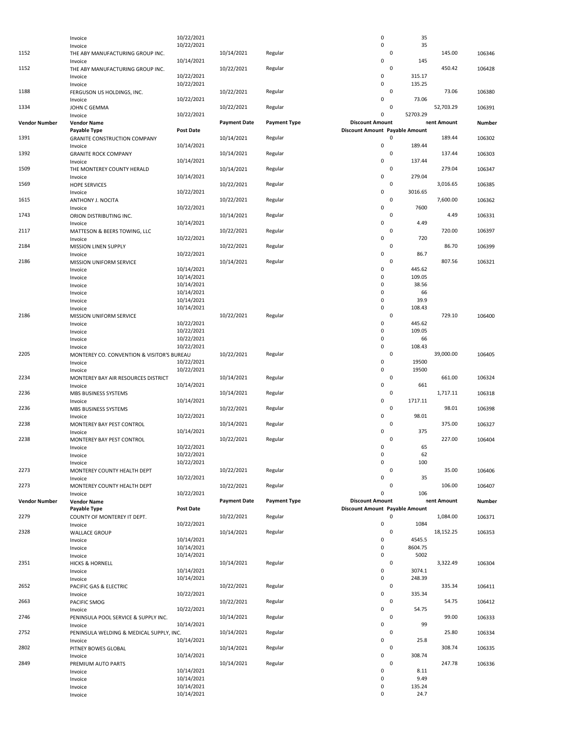| Vendor Number | Vendor Name | | Payment Date | Payment Type | Discount Amount | | Payment Amount | Number |
|---|---|---|---|---|---|---|---|---|
| | Payable Type | Post Date | | | Discount Amount | Payable Amount | | |
| | Invoice | 10/22/2021 | | | 0 | 35 | | |
| | Invoice | 10/22/2021 | | | 0 | 35 | | |
| 1152 | THE ABY MANUFACTURING GROUP INC. | | 10/14/2021 | Regular | 0 | | 145.00 | 106346 |
| | Invoice | 10/14/2021 | | | 0 | 145 | | |
| 1152 | THE ABY MANUFACTURING GROUP INC. | | 10/22/2021 | Regular | 0 | | 450.42 | 106428 |
| | Invoice | 10/22/2021 | | | 0 | 315.17 | | |
| | Invoice | 10/22/2021 | | | 0 | 135.25 | | |
| 1188 | FERGUSON US HOLDINGS, INC. | | 10/22/2021 | Regular | 0 | | 73.06 | 106380 |
| | Invoice | 10/22/2021 | | | 0 | 73.06 | | |
| 1334 | JOHN C GEMMA | | 10/22/2021 | Regular | 0 | | 52,703.29 | 106391 |
| | Invoice | 10/22/2021 | | | 0 | 52703.29 | | |
| **Vendor Number** | **Vendor Name** | | **Payment Date** | **Payment Type** | **Discount Amount** | | **Payment Amount** | **Number** |
| | **Payable Type** | **Post Date** | | | **Discount Amount** | **Payable Amount** | | |
| 1391 | GRANITE CONSTRUCTION COMPANY | | 10/14/2021 | Regular | 0 | | 189.44 | 106302 |
| | Invoice | 10/14/2021 | | | 0 | 189.44 | | |
| 1392 | GRANITE ROCK COMPANY | | 10/14/2021 | Regular | 0 | | 137.44 | 106303 |
| | Invoice | 10/14/2021 | | | 0 | 137.44 | | |
| 1509 | THE MONTEREY COUNTY HERALD | | 10/14/2021 | Regular | 0 | | 279.04 | 106347 |
| | Invoice | 10/14/2021 | | | 0 | 279.04 | | |
| 1569 | HOPE SERVICES | | 10/22/2021 | Regular | 0 | | 3,016.65 | 106385 |
| | Invoice | 10/22/2021 | | | 0 | 3016.65 | | |
| 1615 | ANTHONY J. NOCITA | | 10/22/2021 | Regular | 0 | | 7,600.00 | 106362 |
| | Invoice | 10/22/2021 | | | 0 | 7600 | | |
| 1743 | ORION DISTRIBUTING INC. | | 10/14/2021 | Regular | 0 | | 4.49 | 106331 |
| | Invoice | 10/14/2021 | | | 0 | 4.49 | | |
| 2117 | MATTESON & BEERS TOWING, LLC | | 10/22/2021 | Regular | 0 | | 720.00 | 106397 |
| | Invoice | 10/22/2021 | | | 0 | 720 | | |
| 2184 | MISSION LINEN SUPPLY | | 10/22/2021 | Regular | 0 | | 86.70 | 106399 |
| | Invoice | 10/22/2021 | | | 0 | 86.7 | | |
| 2186 | MISSION UNIFORM SERVICE | | 10/14/2021 | Regular | 0 | | 807.56 | 106321 |
| | Invoice | 10/14/2021 | | | 0 | 445.62 | | |
| | Invoice | 10/14/2021 | | | 0 | 109.05 | | |
| | Invoice | 10/14/2021 | | | 0 | 38.56 | | |
| | Invoice | 10/14/2021 | | | 0 | 66 | | |
| | Invoice | 10/14/2021 | | | 0 | 39.9 | | |
| | Invoice | 10/14/2021 | | | 0 | 108.43 | | |
| 2186 | MISSION UNIFORM SERVICE | | 10/22/2021 | Regular | 0 | | 729.10 | 106400 |
| | Invoice | 10/22/2021 | | | 0 | 445.62 | | |
| | Invoice | 10/22/2021 | | | 0 | 109.05 | | |
| | Invoice | 10/22/2021 | | | 0 | 66 | | |
| | Invoice | 10/22/2021 | | | 0 | 108.43 | | |
| 2205 | MONTEREY CO. CONVENTION & VISITOR'S BUREAU | | 10/22/2021 | Regular | 0 | | 39,000.00 | 106405 |
| | Invoice | 10/22/2021 | | | 0 | 19500 | | |
| | Invoice | 10/22/2021 | | | 0 | 19500 | | |
| 2234 | MONTEREY BAY AIR RESOURCES DISTRICT | | 10/14/2021 | Regular | 0 | | 661.00 | 106324 |
| | Invoice | 10/14/2021 | | | 0 | 661 | | |
| 2236 | MBS BUSINESS SYSTEMS | | 10/14/2021 | Regular | 0 | | 1,717.11 | 106318 |
| | Invoice | 10/14/2021 | | | 0 | 1717.11 | | |
| 2236 | MBS BUSINESS SYSTEMS | | 10/22/2021 | Regular | 0 | | 98.01 | 106398 |
| | Invoice | 10/22/2021 | | | 0 | 98.01 | | |
| 2238 | MONTEREY BAY PEST CONTROL | | 10/14/2021 | Regular | 0 | | 375.00 | 106327 |
| | Invoice | 10/14/2021 | | | 0 | 375 | | |
| 2238 | MONTEREY BAY PEST CONTROL | | 10/22/2021 | Regular | 0 | | 227.00 | 106404 |
| | Invoice | 10/22/2021 | | | 0 | 65 | | |
| | Invoice | 10/22/2021 | | | 0 | 62 | | |
| | Invoice | 10/22/2021 | | | 0 | 100 | | |
| 2273 | MONTEREY COUNTY HEALTH DEPT | | 10/22/2021 | Regular | 0 | | 35.00 | 106406 |
| | Invoice | 10/22/2021 | | | 0 | 35 | | |
| 2273 | MONTEREY COUNTY HEALTH DEPT | | 10/22/2021 | Regular | 0 | | 106.00 | 106407 |
| | Invoice | 10/22/2021 | | | 0 | 106 | | |
| **Vendor Number** | **Vendor Name** | | **Payment Date** | **Payment Type** | **Discount Amount** | | **Payment Amount** | **Number** |
| | **Payable Type** | **Post Date** | | | **Discount Amount** | **Payable Amount** | | |
| 2279 | COUNTY OF MONTEREY IT DEPT. | | 10/22/2021 | Regular | 0 | | 1,084.00 | 106371 |
| | Invoice | 10/22/2021 | | | 0 | 1084 | | |
| 2328 | WALLACE GROUP | | 10/14/2021 | Regular | 0 | | 18,152.25 | 106353 |
| | Invoice | 10/14/2021 | | | 0 | 4545.5 | | |
| | Invoice | 10/14/2021 | | | 0 | 8604.75 | | |
| | Invoice | 10/14/2021 | | | 0 | 5002 | | |
| 2351 | HICKS & HORNELL | | 10/14/2021 | Regular | 0 | | 3,322.49 | 106304 |
| | Invoice | 10/14/2021 | | | 0 | 3074.1 | | |
| | Invoice | 10/14/2021 | | | 0 | 248.39 | | |
| 2652 | PACIFIC GAS & ELECTRIC | | 10/22/2021 | Regular | 0 | | 335.34 | 106411 |
| | Invoice | 10/22/2021 | | | 0 | 335.34 | | |
| 2663 | PACIFIC SMOG | | 10/22/2021 | Regular | 0 | | 54.75 | 106412 |
| | Invoice | 10/22/2021 | | | 0 | 54.75 | | |
| 2746 | PENINSULA POOL SERVICE & SUPPLY INC. | | 10/14/2021 | Regular | 0 | | 99.00 | 106333 |
| | Invoice | 10/14/2021 | | | 0 | 99 | | |
| 2752 | PENINSULA WELDING & MEDICAL SUPPLY, INC. | | 10/14/2021 | Regular | 0 | | 25.80 | 106334 |
| | Invoice | 10/14/2021 | | | 0 | 25.8 | | |
| 2802 | PITNEY BOWES GLOBAL | | 10/14/2021 | Regular | 0 | | 308.74 | 106335 |
| | Invoice | 10/14/2021 | | | 0 | 308.74 | | |
| 2849 | PREMIUM AUTO PARTS | | 10/14/2021 | Regular | 0 | | 247.78 | 106336 |
| | Invoice | 10/14/2021 | | | 0 | 8.11 | | |
| | Invoice | 10/14/2021 | | | 0 | 9.49 | | |
| | Invoice | 10/14/2021 | | | 0 | 135.24 | | |
| | Invoice | 10/14/2021 | | | 0 | 24.7 | | |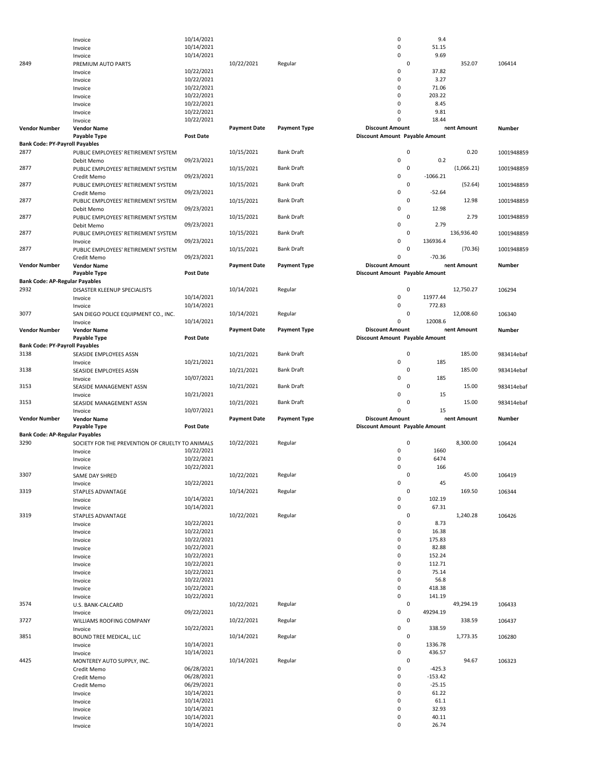| | | | | | | | |
|---|---|---|---|---|---|---|---|
| | Invoice | 10/14/2021 | | | 0 | 9.4 | |
| | Invoice | 10/14/2021 | | | 0 | 51.15 | |
| | Invoice | 10/14/2021 | | | 0 | 9.69 | |
| 2849 | PREMIUM AUTO PARTS | | 10/22/2021 | Regular | 0 | 352.07 | 106414 |
| | Invoice | 10/22/2021 | | | 0 | 37.82 | |
| | Invoice | 10/22/2021 | | | 0 | 3.27 | |
| | Invoice | 10/22/2021 | | | 0 | 71.06 | |
| | Invoice | 10/22/2021 | | | 0 | 203.22 | |
| | Invoice | 10/22/2021 | | | 0 | 8.45 | |
| | Invoice | 10/22/2021 | | | 0 | 9.81 | |
| | Invoice | 10/22/2021 | | | 0 | 18.44 | |

| Vendor Number | Vendor Name / Payable Type | Post Date | Payment Date | Payment Type | Discount Amount / Discount Amount | Payable Amount / Payment Amount | Number |
|---|---|---|---|---|---|---|---|
| **Bank Code: PY-Payroll Payables** | | | | | | | |
| 2877 | PUBLIC EMPLOYEES' RETIREMENT SYSTEM | | 10/15/2021 | Bank Draft | 0 | 0.20 | 1001948859 |
| | Debit Memo | 09/23/2021 | | | 0 | 0.2 | |
| 2877 | PUBLIC EMPLOYEES' RETIREMENT SYSTEM | | 10/15/2021 | Bank Draft | 0 | (1,066.21) | 1001948859 |
| | Credit Memo | 09/23/2021 | | | 0 | -1066.21 | |
| 2877 | PUBLIC EMPLOYEES' RETIREMENT SYSTEM | | 10/15/2021 | Bank Draft | 0 | (52.64) | 1001948859 |
| | Credit Memo | 09/23/2021 | | | 0 | -52.64 | |
| 2877 | PUBLIC EMPLOYEES' RETIREMENT SYSTEM | | 10/15/2021 | Bank Draft | 0 | 12.98 | 1001948859 |
| | Debit Memo | 09/23/2021 | | | 0 | 12.98 | |
| 2877 | PUBLIC EMPLOYEES' RETIREMENT SYSTEM | | 10/15/2021 | Bank Draft | 0 | 2.79 | 1001948859 |
| | Debit Memo | 09/23/2021 | | | 0 | 2.79 | |
| 2877 | PUBLIC EMPLOYEES' RETIREMENT SYSTEM | | 10/15/2021 | Bank Draft | 0 | 136,936.40 | 1001948859 |
| | Invoice | 09/23/2021 | | | 0 | 136936.4 | |
| 2877 | PUBLIC EMPLOYEES' RETIREMENT SYSTEM | | 10/15/2021 | Bank Draft | 0 | (70.36) | 1001948859 |
| | Credit Memo | 09/23/2021 | | | 0 | -70.36 | |

| Vendor Number | Vendor Name / Payable Type | Post Date | Payment Date | Payment Type | Discount Amount / Discount Amount | Payable Amount / Payment Amount | Number |
|---|---|---|---|---|---|---|---|
| **Bank Code: AP-Regular Payables** | | | | | | | |
| 2932 | DISASTER KLEENUP SPECIALISTS | | 10/14/2021 | Regular | 0 | 12,750.27 | 106294 |
| | Invoice | 10/14/2021 | | | 0 | 11977.44 | |
| | Invoice | 10/14/2021 | | | 0 | 772.83 | |
| 3077 | SAN DIEGO POLICE EQUIPMENT CO., INC. | | 10/14/2021 | Regular | 0 | 12,008.60 | 106340 |
| | Invoice | 10/14/2021 | | | 0 | 12008.6 | |

| Vendor Number | Vendor Name / Payable Type | Post Date | Payment Date | Payment Type | Discount Amount / Discount Amount | Payable Amount / Payment Amount | Number |
|---|---|---|---|---|---|---|---|
| **Bank Code: PY-Payroll Payables** | | | | | | | |
| 3138 | SEASIDE EMPLOYEES ASSN | | 10/21/2021 | Bank Draft | 0 | 185.00 | 983414ebaf |
| | Invoice | 10/21/2021 | | | 0 | 185 | |
| 3138 | SEASIDE EMPLOYEES ASSN | | 10/21/2021 | Bank Draft | 0 | 185.00 | 983414ebaf |
| | Invoice | 10/07/2021 | | | 0 | 185 | |
| 3153 | SEASIDE MANAGEMENT ASSN | | 10/21/2021 | Bank Draft | 0 | 15.00 | 983414ebaf |
| | Invoice | 10/21/2021 | | | 0 | 15 | |
| 3153 | SEASIDE MANAGEMENT ASSN | | 10/21/2021 | Bank Draft | 0 | 15.00 | 983414ebaf |
| | Invoice | 10/07/2021 | | | 0 | 15 | |

| Vendor Number | Vendor Name / Payable Type | Post Date | Payment Date | Payment Type | Discount Amount / Discount Amount | Payable Amount / Payment Amount | Number |
|---|---|---|---|---|---|---|---|
| **Bank Code: AP-Regular Payables** | | | | | | | |
| 3290 | SOCIETY FOR THE PREVENTION OF CRUELTY TO ANIMALS | | 10/22/2021 | Regular | 0 | 8,300.00 | 106424 |
| | Invoice | 10/22/2021 | | | 0 | 1660 | |
| | Invoice | 10/22/2021 | | | 0 | 6474 | |
| | Invoice | 10/22/2021 | | | 0 | 166 | |
| 3307 | SAME DAY SHRED | | 10/22/2021 | Regular | 0 | 45.00 | 106419 |
| | Invoice | 10/22/2021 | | | 0 | 45 | |
| 3319 | STAPLES ADVANTAGE | | 10/14/2021 | Regular | 0 | 169.50 | 106344 |
| | Invoice | 10/14/2021 | | | 0 | 102.19 | |
| | Invoice | 10/14/2021 | | | 0 | 67.31 | |
| 3319 | STAPLES ADVANTAGE | | 10/22/2021 | Regular | 0 | 1,240.28 | 106426 |
| | Invoice | 10/22/2021 | | | 0 | 8.73 | |
| | Invoice | 10/22/2021 | | | 0 | 16.38 | |
| | Invoice | 10/22/2021 | | | 0 | 175.83 | |
| | Invoice | 10/22/2021 | | | 0 | 82.88 | |
| | Invoice | 10/22/2021 | | | 0 | 152.24 | |
| | Invoice | 10/22/2021 | | | 0 | 112.71 | |
| | Invoice | 10/22/2021 | | | 0 | 75.14 | |
| | Invoice | 10/22/2021 | | | 0 | 56.8 | |
| | Invoice | 10/22/2021 | | | 0 | 418.38 | |
| | Invoice | 10/22/2021 | | | 0 | 141.19 | |
| 3574 | U.S. BANK-CALCARD | | 10/22/2021 | Regular | 0 | 49,294.19 | 106433 |
| | Invoice | 09/22/2021 | | | 0 | 49294.19 | |
| 3727 | WILLIAMS ROOFING COMPANY | | 10/22/2021 | Regular | 0 | 338.59 | 106437 |
| | Invoice | 10/22/2021 | | | 0 | 338.59 | |
| 3851 | BOUND TREE MEDICAL, LLC | | 10/14/2021 | Regular | 0 | 1,773.35 | 106280 |
| | Invoice | 10/14/2021 | | | 0 | 1336.78 | |
| | Invoice | 10/14/2021 | | | 0 | 436.57 | |
| 4425 | MONTEREY AUTO SUPPLY, INC. | | 10/14/2021 | Regular | 0 | 94.67 | 106323 |
| | Credit Memo | 06/28/2021 | | | 0 | -425.3 | |
| | Credit Memo | 06/28/2021 | | | 0 | -153.42 | |
| | Credit Memo | 06/29/2021 | | | 0 | -25.15 | |
| | Invoice | 10/14/2021 | | | 0 | 61.22 | |
| | Invoice | 10/14/2021 | | | 0 | 61.1 | |
| | Invoice | 10/14/2021 | | | 0 | 32.93 | |
| | Invoice | 10/14/2021 | | | 0 | 40.11 | |
| | Invoice | 10/14/2021 | | | 0 | 26.74 | |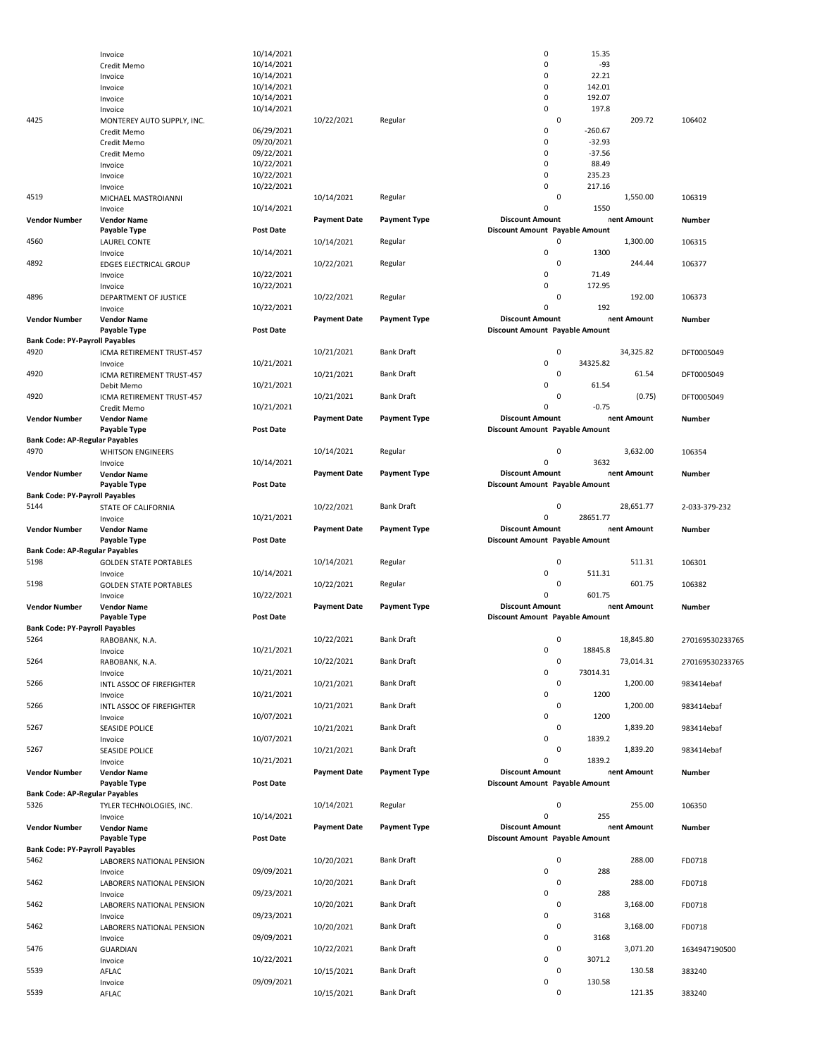| Vendor Number | Vendor Name | Payment Date | Payment Type | Discount Amount | Payment Amount | Number |
|---|---|---|---|---|---|---|
| | Payable Type | Post Date | | Discount Amount | Payable Amount | |
| | Invoice | 10/14/2021 | | 0 | 15.35 | |
| | Credit Memo | 10/14/2021 | | 0 | -93 | |
| | Invoice | 10/14/2021 | | 0 | 22.21 | |
| | Invoice | 10/14/2021 | | 0 | 142.01 | |
| | Invoice | 10/14/2021 | | 0 | 192.07 | |
| | Invoice | 10/14/2021 | | 0 | 197.8 | |
| 4425 | MONTEREY AUTO SUPPLY, INC. | 10/22/2021 | Regular | 0 | 209.72 | 106402 |
| | Credit Memo | 06/29/2021 | | 0 | -260.67 | |
| | Credit Memo | 09/20/2021 | | 0 | -32.93 | |
| | Credit Memo | 09/22/2021 | | 0 | -37.56 | |
| | Invoice | 10/22/2021 | | 0 | 88.49 | |
| | Invoice | 10/22/2021 | | 0 | 235.23 | |
| | Invoice | 10/22/2021 | | 0 | 217.16 | |
| 4519 | MICHAEL MASTROIANNI | 10/14/2021 | Regular | 0 | 1,550.00 | 106319 |
| | Invoice | 10/14/2021 | | 0 | 1550 | |
| **Vendor Number** | **Vendor Name** | **Payment Date** | **Payment Type** | **Discount Amount** | **nent Amount** | **Number** |
| | **Payable Type** | **Post Date** | | **Discount Amount** | **Payable Amount** | |
| 4560 | LAUREL CONTE | 10/14/2021 | Regular | 0 | 1,300.00 | 106315 |
| | Invoice | 10/14/2021 | | 0 | 1300 | |
| 4892 | EDGES ELECTRICAL GROUP | 10/22/2021 | Regular | 0 | 244.44 | 106377 |
| | Invoice | 10/22/2021 | | 0 | 71.49 | |
| | Invoice | 10/22/2021 | | 0 | 172.95 | |
| 4896 | DEPARTMENT OF JUSTICE | 10/22/2021 | Regular | 0 | 192.00 | 106373 |
| | Invoice | 10/22/2021 | | 0 | 192 | |
| **Vendor Number** | **Vendor Name** | **Payment Date** | **Payment Type** | **Discount Amount** | **nent Amount** | **Number** |
| | **Payable Type** | **Post Date** | | **Discount Amount** | **Payable Amount** | |
| **Bank Code: PY-Payroll Payables** | | | | | | |
| 4920 | ICMA RETIREMENT TRUST-457 | 10/21/2021 | Bank Draft | 0 | 34,325.82 | DFT0005049 |
| | Invoice | 10/21/2021 | | 0 | 34325.82 | |
| 4920 | ICMA RETIREMENT TRUST-457 | 10/21/2021 | Bank Draft | 0 | 61.54 | DFT0005049 |
| | Debit Memo | 10/21/2021 | | 0 | 61.54 | |
| 4920 | ICMA RETIREMENT TRUST-457 | 10/21/2021 | Bank Draft | 0 | (0.75) | DFT0005049 |
| | Credit Memo | 10/21/2021 | | 0 | -0.75 | |
| **Vendor Number** | **Vendor Name** | **Payment Date** | **Payment Type** | **Discount Amount** | **nent Amount** | **Number** |
| | **Payable Type** | **Post Date** | | **Discount Amount** | **Payable Amount** | |
| **Bank Code: AP-Regular Payables** | | | | | | |
| 4970 | WHITSON ENGINEERS | 10/14/2021 | Regular | 0 | 3,632.00 | 106354 |
| | Invoice | 10/14/2021 | | 0 | 3632 | |
| **Vendor Number** | **Vendor Name** | **Payment Date** | **Payment Type** | **Discount Amount** | **nent Amount** | **Number** |
| | **Payable Type** | **Post Date** | | **Discount Amount** | **Payable Amount** | |
| **Bank Code: PY-Payroll Payables** | | | | | | |
| 5144 | STATE OF CALIFORNIA | 10/22/2021 | Bank Draft | 0 | 28,651.77 | 2-033-379-232 |
| | Invoice | 10/21/2021 | | 0 | 28651.77 | |
| **Vendor Number** | **Vendor Name** | **Payment Date** | **Payment Type** | **Discount Amount** | **nent Amount** | **Number** |
| | **Payable Type** | **Post Date** | | **Discount Amount** | **Payable Amount** | |
| **Bank Code: AP-Regular Payables** | | | | | | |
| 5198 | GOLDEN STATE PORTABLES | 10/14/2021 | Regular | 0 | 511.31 | 106301 |
| | Invoice | 10/14/2021 | | 0 | 511.31 | |
| 5198 | GOLDEN STATE PORTABLES | 10/22/2021 | Regular | 0 | 601.75 | 106382 |
| | Invoice | 10/22/2021 | | 0 | 601.75 | |
| **Vendor Number** | **Vendor Name** | **Payment Date** | **Payment Type** | **Discount Amount** | **nent Amount** | **Number** |
| | **Payable Type** | **Post Date** | | **Discount Amount** | **Payable Amount** | |
| **Bank Code: PY-Payroll Payables** | | | | | | |
| 5264 | RABOBANK, N.A. | 10/22/2021 | Bank Draft | 0 | 18,845.80 | 270169530233765 |
| | Invoice | 10/21/2021 | | 0 | 18845.8 | |
| 5264 | RABOBANK, N.A. | 10/22/2021 | Bank Draft | 0 | 73,014.31 | 270169530233765 |
| | Invoice | 10/21/2021 | | 0 | 73014.31 | |
| 5266 | INTL ASSOC OF FIREFIGHTER | 10/21/2021 | Bank Draft | 0 | 1,200.00 | 983414ebaf |
| | Invoice | 10/21/2021 | | 0 | 1200 | |
| 5266 | INTL ASSOC OF FIREFIGHTER | 10/21/2021 | Bank Draft | 0 | 1,200.00 | 983414ebaf |
| | Invoice | 10/07/2021 | | 0 | 1200 | |
| 5267 | SEASIDE POLICE | 10/21/2021 | Bank Draft | 0 | 1,839.20 | 983414ebaf |
| | Invoice | 10/07/2021 | | 0 | 1839.2 | |
| 5267 | SEASIDE POLICE | 10/21/2021 | Bank Draft | 0 | 1,839.20 | 983414ebaf |
| | Invoice | 10/21/2021 | | 0 | 1839.2 | |
| **Vendor Number** | **Vendor Name** | **Payment Date** | **Payment Type** | **Discount Amount** | **nent Amount** | **Number** |
| | **Payable Type** | **Post Date** | | **Discount Amount** | **Payable Amount** | |
| **Bank Code: AP-Regular Payables** | | | | | | |
| 5326 | TYLER TECHNOLOGIES, INC. | 10/14/2021 | Regular | 0 | 255.00 | 106350 |
| | Invoice | 10/14/2021 | | 0 | 255 | |
| **Vendor Number** | **Vendor Name** | **Payment Date** | **Payment Type** | **Discount Amount** | **nent Amount** | **Number** |
| | **Payable Type** | **Post Date** | | **Discount Amount** | **Payable Amount** | |
| **Bank Code: PY-Payroll Payables** | | | | | | |
| 5462 | LABORERS NATIONAL PENSION | 10/20/2021 | Bank Draft | 0 | 288.00 | FD0718 |
| | Invoice | 09/09/2021 | | 0 | 288 | |
| 5462 | LABORERS NATIONAL PENSION | 10/20/2021 | Bank Draft | 0 | 288.00 | FD0718 |
| | Invoice | 09/23/2021 | | 0 | 288 | |
| 5462 | LABORERS NATIONAL PENSION | 10/20/2021 | Bank Draft | 0 | 3,168.00 | FD0718 |
| | Invoice | 09/23/2021 | | 0 | 3168 | |
| 5462 | LABORERS NATIONAL PENSION | 10/20/2021 | Bank Draft | 0 | 3,168.00 | FD0718 |
| | Invoice | 09/09/2021 | | 0 | 3168 | |
| 5476 | GUARDIAN | 10/22/2021 | Bank Draft | 0 | 3,071.20 | 1634947190500 |
| | Invoice | 10/22/2021 | | 0 | 3071.2 | |
| 5539 | AFLAC | 10/15/2021 | Bank Draft | 0 | 130.58 | 383240 |
| | Invoice | 09/09/2021 | | 0 | 130.58 | |
| 5539 | AFLAC | 10/15/2021 | Bank Draft | 0 | 121.35 | 383240 |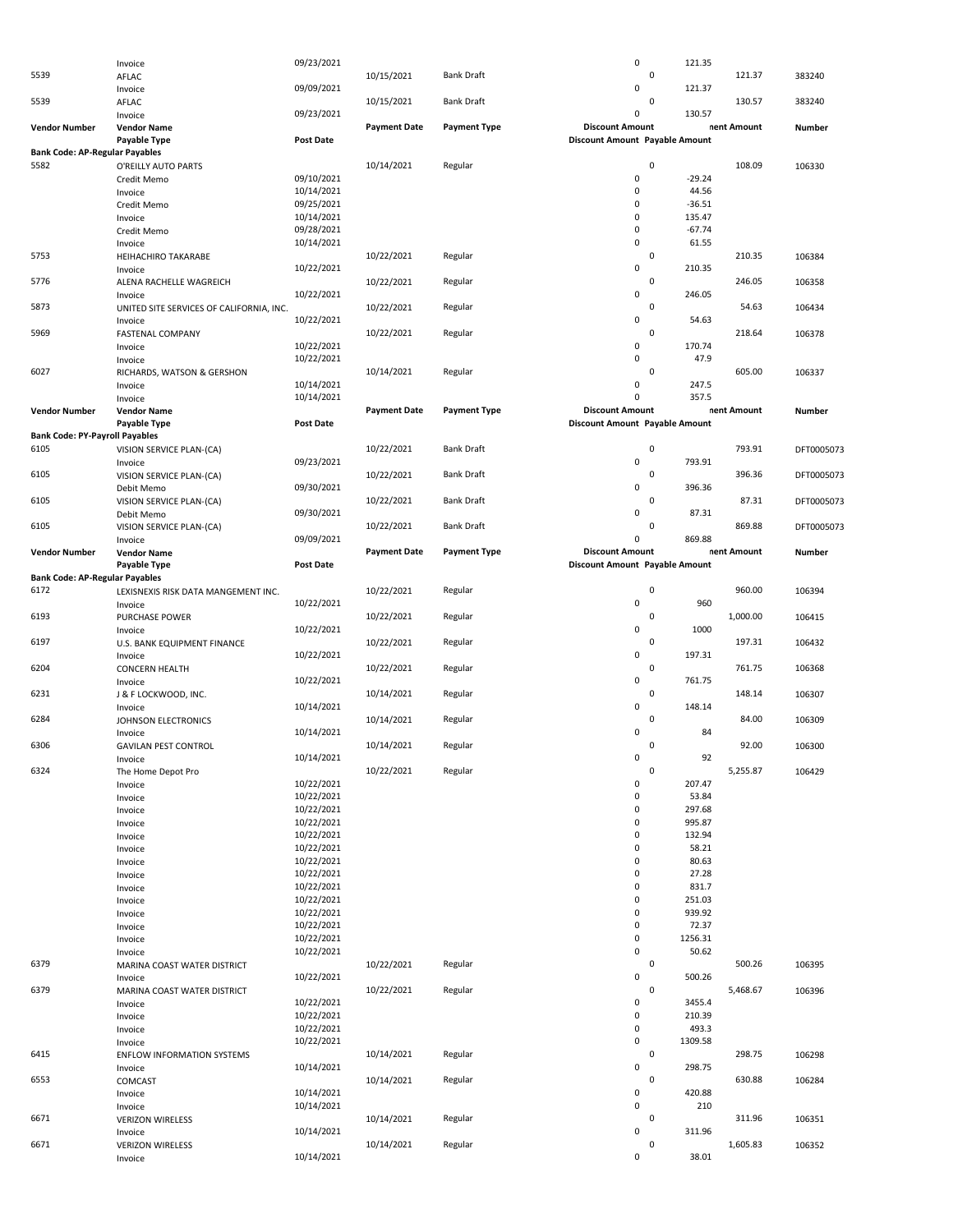| | Invoice | 09/23/2021 | | | 0 | 121.35 | | |
|---|---|---|---|---|---|---|---|---|
| 5539 | AFLAC | | 10/15/2021 | Bank Draft | 0 | | 121.37 | 383240 |
| | Invoice | 09/09/2021 | | | 0 | 121.37 | | |
| 5539 | AFLAC | | 10/15/2021 | Bank Draft | 0 | | 130.57 | 383240 |
| | Invoice | 09/23/2021 | | | 0 | 130.57 | | |

| Vendor Number | Vendor Name | | Payment Date | Payment Type | Discount Amount | | nent Amount | Number |
|---|---|---|---|---|---|---|---|---|
| | Payable Type | Post Date | | | Discount Amount | Payable Amount | | |
| **Bank Code: AP-Regular Payables** | | | | | | | | |
| 5582 | O'REILLY AUTO PARTS | | 10/14/2021 | Regular | 0 | | 108.09 | 106330 |
| | Credit Memo | 09/10/2021 | | | 0 | -29.24 | | |
| | Invoice | 10/14/2021 | | | 0 | 44.56 | | |
| | Credit Memo | 09/25/2021 | | | 0 | -36.51 | | |
| | Invoice | 10/14/2021 | | | 0 | 135.47 | | |
| | Credit Memo | 09/28/2021 | | | 0 | -67.74 | | |
| | Invoice | 10/14/2021 | | | 0 | 61.55 | | |
| 5753 | HEIHACHIRO TAKARABE | | 10/22/2021 | Regular | 0 | | 210.35 | 106384 |
| | Invoice | 10/22/2021 | | | 0 | 210.35 | | |
| 5776 | ALENA RACHELLE WAGREICH | | 10/22/2021 | Regular | 0 | | 246.05 | 106358 |
| | Invoice | 10/22/2021 | | | 0 | 246.05 | | |
| 5873 | UNITED SITE SERVICES OF CALIFORNIA, INC. | | 10/22/2021 | Regular | 0 | | 54.63 | 106434 |
| | Invoice | 10/22/2021 | | | 0 | 54.63 | | |
| 5969 | FASTENAL COMPANY | | 10/22/2021 | Regular | 0 | | 218.64 | 106378 |
| | Invoice | 10/22/2021 | | | 0 | 170.74 | | |
| | Invoice | 10/22/2021 | | | 0 | 47.9 | | |
| 6027 | RICHARDS, WATSON & GERSHON | | 10/14/2021 | Regular | 0 | | 605.00 | 106337 |
| | Invoice | 10/14/2021 | | | 0 | 247.5 | | |
| | Invoice | 10/14/2021 | | | 0 | 357.5 | | |

| Vendor Number | Vendor Name | | Payment Date | Payment Type | Discount Amount | | nent Amount | Number |
|---|---|---|---|---|---|---|---|---|
| | Payable Type | Post Date | | | Discount Amount | Payable Amount | | |
| **Bank Code: PY-Payroll Payables** | | | | | | | | |
| 6105 | VISION SERVICE PLAN-(CA) | | 10/22/2021 | Bank Draft | 0 | | 793.91 | DFT0005073 |
| | Invoice | 09/23/2021 | | | 0 | 793.91 | | |
| 6105 | VISION SERVICE PLAN-(CA) | | 10/22/2021 | Bank Draft | 0 | | 396.36 | DFT0005073 |
| | Debit Memo | 09/30/2021 | | | 0 | 396.36 | | |
| 6105 | VISION SERVICE PLAN-(CA) | | 10/22/2021 | Bank Draft | 0 | | 87.31 | DFT0005073 |
| | Debit Memo | 09/30/2021 | | | 0 | 87.31 | | |
| 6105 | VISION SERVICE PLAN-(CA) | | 10/22/2021 | Bank Draft | 0 | | 869.88 | DFT0005073 |
| | Invoice | 09/09/2021 | | | 0 | 869.88 | | |

| Vendor Number | Vendor Name | | Payment Date | Payment Type | Discount Amount | | nent Amount | Number |
|---|---|---|---|---|---|---|---|---|
| | Payable Type | Post Date | | | Discount Amount | Payable Amount | | |
| **Bank Code: AP-Regular Payables** | | | | | | | | |
| 6172 | LEXISNEXIS RISK DATA MANGEMENT INC. | | 10/22/2021 | Regular | 0 | | 960.00 | 106394 |
| | Invoice | 10/22/2021 | | | 0 | 960 | | |
| 6193 | PURCHASE POWER | | 10/22/2021 | Regular | 0 | | 1,000.00 | 106415 |
| | Invoice | 10/22/2021 | | | 0 | 1000 | | |
| 6197 | U.S. BANK EQUIPMENT FINANCE | | 10/22/2021 | Regular | 0 | | 197.31 | 106432 |
| | Invoice | 10/22/2021 | | | 0 | 197.31 | | |
| 6204 | CONCERN HEALTH | | 10/22/2021 | Regular | 0 | | 761.75 | 106368 |
| | Invoice | 10/22/2021 | | | 0 | 761.75 | | |
| 6231 | J & F LOCKWOOD, INC. | | 10/14/2021 | Regular | 0 | | 148.14 | 106307 |
| | Invoice | 10/14/2021 | | | 0 | 148.14 | | |
| 6284 | JOHNSON ELECTRONICS | | 10/14/2021 | Regular | 0 | | 84.00 | 106309 |
| | Invoice | 10/14/2021 | | | 0 | 84 | | |
| 6306 | GAVILAN PEST CONTROL | | 10/14/2021 | Regular | 0 | | 92.00 | 106300 |
| | Invoice | 10/14/2021 | | | 0 | 92 | | |
| 6324 | The Home Depot Pro | | 10/22/2021 | Regular | 0 | | 5,255.87 | 106429 |
| | Invoice | 10/22/2021 | | | 0 | 207.47 | | |
| | Invoice | 10/22/2021 | | | 0 | 53.84 | | |
| | Invoice | 10/22/2021 | | | 0 | 297.68 | | |
| | Invoice | 10/22/2021 | | | 0 | 995.87 | | |
| | Invoice | 10/22/2021 | | | 0 | 132.94 | | |
| | Invoice | 10/22/2021 | | | 0 | 58.21 | | |
| | Invoice | 10/22/2021 | | | 0 | 80.63 | | |
| | Invoice | 10/22/2021 | | | 0 | 27.28 | | |
| | Invoice | 10/22/2021 | | | 0 | 831.7 | | |
| | Invoice | 10/22/2021 | | | 0 | 251.03 | | |
| | Invoice | 10/22/2021 | | | 0 | 939.92 | | |
| | Invoice | 10/22/2021 | | | 0 | 72.37 | | |
| | Invoice | 10/22/2021 | | | 0 | 1256.31 | | |
| | Invoice | 10/22/2021 | | | 0 | 50.62 | | |
| 6379 | MARINA COAST WATER DISTRICT | | 10/22/2021 | Regular | 0 | | 500.26 | 106395 |
| | Invoice | 10/22/2021 | | | 0 | 500.26 | | |
| 6379 | MARINA COAST WATER DISTRICT | | 10/22/2021 | Regular | 0 | | 5,468.67 | 106396 |
| | Invoice | 10/22/2021 | | | 0 | 3455.4 | | |
| | Invoice | 10/22/2021 | | | 0 | 210.39 | | |
| | Invoice | 10/22/2021 | | | 0 | 493.3 | | |
| | Invoice | 10/22/2021 | | | 0 | 1309.58 | | |
| 6415 | ENFLOW INFORMATION SYSTEMS | | 10/14/2021 | Regular | 0 | | 298.75 | 106298 |
| | Invoice | 10/14/2021 | | | 0 | 298.75 | | |
| 6553 | COMCAST | | 10/14/2021 | Regular | 0 | | 630.88 | 106284 |
| | Invoice | 10/14/2021 | | | 0 | 420.88 | | |
| | Invoice | 10/14/2021 | | | 0 | 210 | | |
| 6671 | VERIZON WIRELESS | | 10/14/2021 | Regular | 0 | | 311.96 | 106351 |
| | Invoice | 10/14/2021 | | | 0 | 311.96 | | |
| 6671 | VERIZON WIRELESS | | 10/14/2021 | Regular | 0 | | 1,605.83 | 106352 |
| | Invoice | 10/14/2021 | | | 0 | 38.01 | | |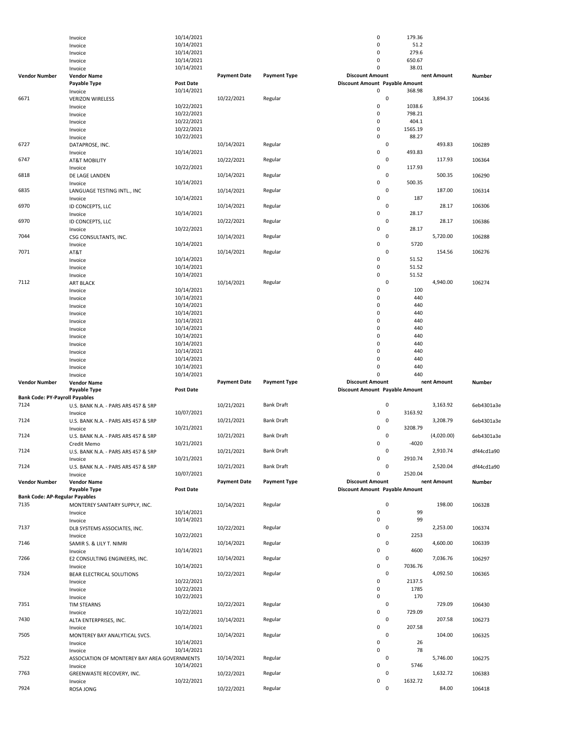| Vendor Number | Vendor Name / Payable Type | Post Date | Payment Date | Payment Type | Discount Amount | Payable Amount | Payment Amount | Number |
|---|---|---|---|---|---|---|---|---|
| | Invoice | 10/14/2021 | | | 0 | 179.36 | | |
| | Invoice | 10/14/2021 | | | 0 | 51.2 | | |
| | Invoice | 10/14/2021 | | | 0 | 279.6 | | |
| | Invoice | 10/14/2021 | | | 0 | 650.67 | | |
| | Invoice | 10/14/2021 | | | 0 | 38.01 | | |

| Vendor Number | Vendor Name | | Payment Date | Payment Type | Discount Amount | | nent Amount | Number |
|---|---|---|---|---|---|---|---|---|
| | Payable Type | Post Date | | | Discount Amount | Payable Amount | | |
| | Invoice | 10/14/2021 | | | 0 | 368.98 | | |
| 6671 | VERIZON WIRELESS | | 10/22/2021 | Regular | 0 | | 3,894.37 | 106436 |
| | Invoice | 10/22/2021 | | | 0 | 1038.6 | | |
| | Invoice | 10/22/2021 | | | 0 | 798.21 | | |
| | Invoice | 10/22/2021 | | | 0 | 404.1 | | |
| | Invoice | 10/22/2021 | | | 0 | 1565.19 | | |
| | Invoice | 10/22/2021 | | | 0 | 88.27 | | |
| 6727 | DATAPROSE, INC. | | 10/14/2021 | Regular | 0 | | 493.83 | 106289 |
| | Invoice | 10/14/2021 | | | 0 | 493.83 | | |
| 6747 | AT&T MOBILITY | | 10/22/2021 | Regular | 0 | | 117.93 | 106364 |
| | Invoice | 10/22/2021 | | | 0 | 117.93 | | |
| 6818 | DE LAGE LANDEN | | 10/14/2021 | Regular | 0 | | 500.35 | 106290 |
| | Invoice | 10/14/2021 | | | 0 | 500.35 | | |
| 6835 | LANGUAGE TESTING INTL., INC | | 10/14/2021 | Regular | 0 | | 187.00 | 106314 |
| | Invoice | 10/14/2021 | | | 0 | 187 | | |
| 6970 | ID CONCEPTS, LLC | | 10/14/2021 | Regular | 0 | | 28.17 | 106306 |
| | Invoice | 10/14/2021 | | | 0 | 28.17 | | |
| 6970 | ID CONCEPTS, LLC | | 10/22/2021 | Regular | 0 | | 28.17 | 106386 |
| | Invoice | 10/22/2021 | | | 0 | 28.17 | | |
| 7044 | CSG CONSULTANTS, INC. | | 10/14/2021 | Regular | 0 | | 5,720.00 | 106288 |
| | Invoice | 10/14/2021 | | | 0 | 5720 | | |
| 7071 | AT&T | | 10/14/2021 | Regular | 0 | | 154.56 | 106276 |
| | Invoice | 10/14/2021 | | | 0 | 51.52 | | |
| | Invoice | 10/14/2021 | | | 0 | 51.52 | | |
| | Invoice | 10/14/2021 | | | 0 | 51.52 | | |
| 7112 | ART BLACK | | 10/14/2021 | Regular | 0 | | 4,940.00 | 106274 |
| | Invoice | 10/14/2021 | | | 0 | 100 | | |
| | Invoice | 10/14/2021 | | | 0 | 440 | | |
| | Invoice | 10/14/2021 | | | 0 | 440 | | |
| | Invoice | 10/14/2021 | | | 0 | 440 | | |
| | Invoice | 10/14/2021 | | | 0 | 440 | | |
| | Invoice | 10/14/2021 | | | 0 | 440 | | |
| | Invoice | 10/14/2021 | | | 0 | 440 | | |
| | Invoice | 10/14/2021 | | | 0 | 440 | | |
| | Invoice | 10/14/2021 | | | 0 | 440 | | |
| | Invoice | 10/14/2021 | | | 0 | 440 | | |
| | Invoice | 10/14/2021 | | | 0 | 440 | | |
| | Invoice | 10/14/2021 | | | 0 | 440 | | |

| Vendor Number | Vendor Name | | Payment Date | Payment Type | Discount Amount | | nent Amount | Number |
|---|---|---|---|---|---|---|---|---|
| | Payable Type | Post Date | | | Discount Amount | Payable Amount | | |
| **Bank Code: PY-Payroll Payables** | | | | | | | | |
| 7124 | U.S. BANK N.A. - PARS ARS 457 & SRP | | 10/21/2021 | Bank Draft | 0 | | 3,163.92 | 6eb4301a3e |
| | Invoice | 10/07/2021 | | | 0 | 3163.92 | | |
| 7124 | U.S. BANK N.A. - PARS ARS 457 & SRP | | 10/21/2021 | Bank Draft | 0 | | 3,208.79 | 6eb4301a3e |
| | Invoice | 10/21/2021 | | | 0 | 3208.79 | | |
| 7124 | U.S. BANK N.A. - PARS ARS 457 & SRP | | 10/21/2021 | Bank Draft | 0 | | (4,020.00) | 6eb4301a3e |
| | Credit Memo | 10/21/2021 | | | 0 | -4020 | | |
| 7124 | U.S. BANK N.A. - PARS ARS 457 & SRP | | 10/21/2021 | Bank Draft | 0 | | 2,910.74 | df44cd1a90 |
| | Invoice | 10/21/2021 | | | 0 | 2910.74 | | |
| 7124 | U.S. BANK N.A. - PARS ARS 457 & SRP | | 10/21/2021 | Bank Draft | 0 | | 2,520.04 | df44cd1a90 |
| | Invoice | 10/07/2021 | | | 0 | 2520.04 | | |

| Vendor Number | Vendor Name | | Payment Date | Payment Type | Discount Amount | | nent Amount | Number |
|---|---|---|---|---|---|---|---|---|
| | Payable Type | Post Date | | | Discount Amount | Payable Amount | | |
| **Bank Code: AP-Regular Payables** | | | | | | | | |
| 7135 | MONTEREY SANITARY SUPPLY, INC. | | 10/14/2021 | Regular | 0 | | 198.00 | 106328 |
| | Invoice | 10/14/2021 | | | 0 | 99 | | |
| | Invoice | 10/14/2021 | | | 0 | 99 | | |
| 7137 | DLB SYSTEMS ASSOCIATES, INC. | | 10/22/2021 | Regular | 0 | | 2,253.00 | 106374 |
| | Invoice | 10/22/2021 | | | 0 | 2253 | | |
| 7146 | SAMIR S. & LILY T. NIMRI | | 10/14/2021 | Regular | 0 | | 4,600.00 | 106339 |
| | Invoice | 10/14/2021 | | | 0 | 4600 | | |
| 7266 | E2 CONSULTING ENGINEERS, INC. | | 10/14/2021 | Regular | 0 | | 7,036.76 | 106297 |
| | Invoice | 10/14/2021 | | | 0 | 7036.76 | | |
| 7324 | BEAR ELECTRICAL SOLUTIONS | | 10/22/2021 | Regular | 0 | | 4,092.50 | 106365 |
| | Invoice | 10/22/2021 | | | 0 | 2137.5 | | |
| | Invoice | 10/22/2021 | | | 0 | 1785 | | |
| | Invoice | 10/22/2021 | | | 0 | 170 | | |
| 7351 | TIM STEARNS | | 10/22/2021 | Regular | 0 | | 729.09 | 106430 |
| | Invoice | 10/22/2021 | | | 0 | 729.09 | | |
| 7430 | ALTA ENTERPRISES, INC. | | 10/14/2021 | Regular | 0 | | 207.58 | 106273 |
| | Invoice | 10/14/2021 | | | 0 | 207.58 | | |
| 7505 | MONTEREY BAY ANALYTICAL SVCS. | | 10/14/2021 | Regular | 0 | | 104.00 | 106325 |
| | Invoice | 10/14/2021 | | | 0 | 26 | | |
| | Invoice | 10/14/2021 | | | 0 | 78 | | |
| 7522 | ASSOCIATION OF MONTEREY BAY AREA GOVERNMENTS | | 10/14/2021 | Regular | 0 | | 5,746.00 | 106275 |
| | Invoice | 10/14/2021 | | | 0 | 5746 | | |
| 7763 | GREENWASTE RECOVERY, INC. | | 10/22/2021 | Regular | 0 | | 1,632.72 | 106383 |
| | Invoice | 10/22/2021 | | | 0 | 1632.72 | | |
| 7924 | ROSA JONG | | 10/22/2021 | Regular | 0 | | 84.00 | 106418 |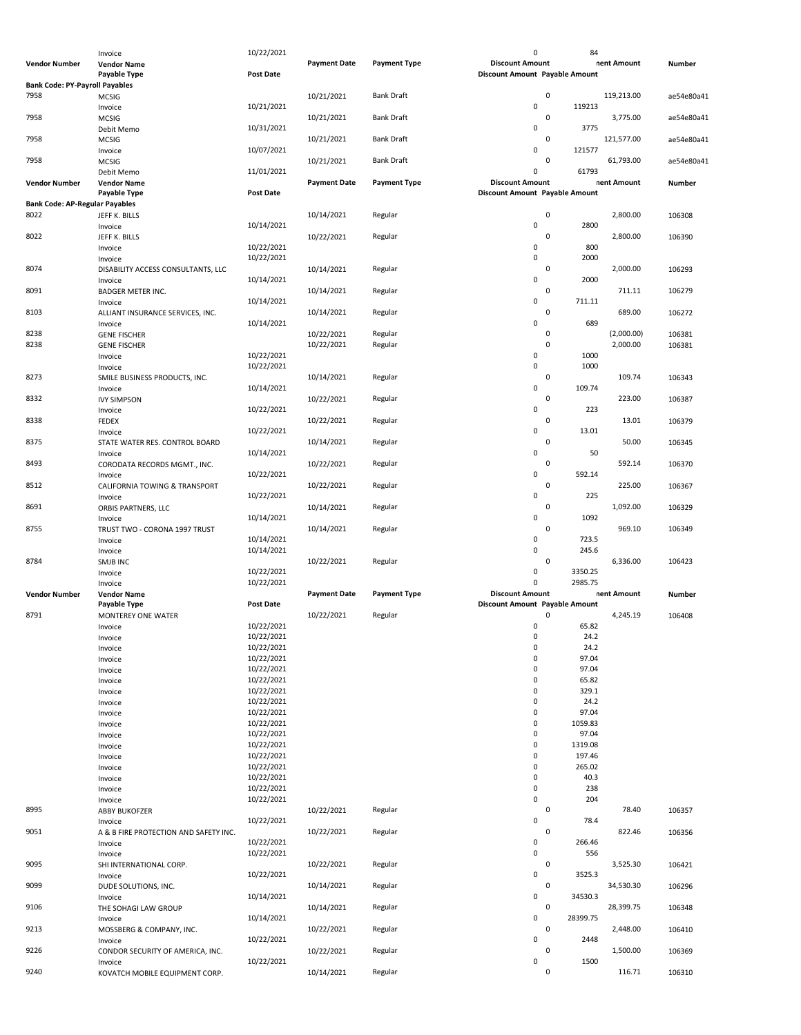| Vendor Number | Vendor Name | Post Date | Payment Date | Payment Type | Discount Amount | Payment Amount | Number |
|---|---|---|---|---|---|---|---|
| | Payable Type | | | | Discount Amount | Payable Amount | |
| | Invoice | 10/22/2021 | | | 0 | 84 | |
| **Bank Code: PY-Payroll Payables** | | | | | | | |
| 7958 | MCSIG | | 10/21/2021 | Bank Draft | 0 | 119,213.00 | ae54e80a41 |
| | Invoice | 10/21/2021 | | | 0 | 119213 | |
| 7958 | MCSIG | | 10/21/2021 | Bank Draft | 0 | 3,775.00 | ae54e80a41 |
| | Debit Memo | 10/31/2021 | | | 0 | 3775 | |
| 7958 | MCSIG | | 10/21/2021 | Bank Draft | 0 | 121,577.00 | ae54e80a41 |
| | Invoice | 10/07/2021 | | | 0 | 121577 | |
| 7958 | MCSIG | | 10/21/2021 | Bank Draft | 0 | 61,793.00 | ae54e80a41 |
| | Debit Memo | 11/01/2021 | | | 0 | 61793 | |
| **Bank Code: AP-Regular Payables** | | | | | | | |
| 8022 | JEFF K. BILLS | | 10/14/2021 | Regular | 0 | 2,800.00 | 106308 |
| | Invoice | 10/14/2021 | | | 0 | 2800 | |
| 8022 | JEFF K. BILLS | | 10/22/2021 | Regular | 0 | 2,800.00 | 106390 |
| | Invoice | 10/22/2021 | | | 0 | 800 | |
| | Invoice | 10/22/2021 | | | 0 | 2000 | |
| 8074 | DISABILITY ACCESS CONSULTANTS, LLC | | 10/14/2021 | Regular | 0 | 2,000.00 | 106293 |
| | Invoice | 10/14/2021 | | | 0 | 2000 | |
| 8091 | BADGER METER INC. | | 10/14/2021 | Regular | 0 | 711.11 | 106279 |
| | Invoice | 10/14/2021 | | | 0 | 711.11 | |
| 8103 | ALLIANT INSURANCE SERVICES, INC. | | 10/14/2021 | Regular | 0 | 689.00 | 106272 |
| | Invoice | 10/14/2021 | | | 0 | 689 | |
| 8238 | GENE FISCHER | | 10/22/2021 | Regular | 0 | (2,000.00) | 106381 |
| 8238 | GENE FISCHER | | 10/22/2021 | Regular | 0 | 2,000.00 | 106381 |
| | Invoice | 10/22/2021 | | | 0 | 1000 | |
| | Invoice | 10/22/2021 | | | 0 | 1000 | |
| 8273 | SMILE BUSINESS PRODUCTS, INC. | | 10/14/2021 | Regular | 0 | 109.74 | 106343 |
| | Invoice | 10/14/2021 | | | 0 | 109.74 | |
| 8332 | IVY SIMPSON | | 10/22/2021 | Regular | 0 | 223.00 | 106387 |
| | Invoice | 10/22/2021 | | | 0 | 223 | |
| 8338 | FEDEX | | 10/22/2021 | Regular | 0 | 13.01 | 106379 |
| | Invoice | 10/22/2021 | | | 0 | 13.01 | |
| 8375 | STATE WATER RES. CONTROL BOARD | | 10/14/2021 | Regular | 0 | 50.00 | 106345 |
| | Invoice | 10/14/2021 | | | 0 | 50 | |
| 8493 | CORODATA RECORDS MGMT., INC. | | 10/22/2021 | Regular | 0 | 592.14 | 106370 |
| | Invoice | 10/22/2021 | | | 0 | 592.14 | |
| 8512 | CALIFORNIA TOWING & TRANSPORT | | 10/22/2021 | Regular | 0 | 225.00 | 106367 |
| | Invoice | 10/22/2021 | | | 0 | 225 | |
| 8691 | ORBIS PARTNERS, LLC | | 10/14/2021 | Regular | 0 | 1,092.00 | 106329 |
| | Invoice | 10/14/2021 | | | 0 | 1092 | |
| 8755 | TRUST TWO - CORONA 1997 TRUST | | 10/14/2021 | Regular | 0 | 969.10 | 106349 |
| | Invoice | 10/14/2021 | | | 0 | 723.5 | |
| | Invoice | 10/14/2021 | | | 0 | 245.6 | |
| 8784 | SMJB INC | | 10/22/2021 | Regular | 0 | 6,336.00 | 106423 |
| | Invoice | 10/22/2021 | | | 0 | 3350.25 | |
| | Invoice | 10/22/2021 | | | 0 | 2985.75 | |
| 8791 | MONTEREY ONE WATER | | 10/22/2021 | Regular | 0 | 4,245.19 | 106408 |
| | Invoice | 10/22/2021 | | | 0 | 65.82 | |
| | Invoice | 10/22/2021 | | | 0 | 24.2 | |
| | Invoice | 10/22/2021 | | | 0 | 24.2 | |
| | Invoice | 10/22/2021 | | | 0 | 97.04 | |
| | Invoice | 10/22/2021 | | | 0 | 97.04 | |
| | Invoice | 10/22/2021 | | | 0 | 65.82 | |
| | Invoice | 10/22/2021 | | | 0 | 329.1 | |
| | Invoice | 10/22/2021 | | | 0 | 24.2 | |
| | Invoice | 10/22/2021 | | | 0 | 97.04 | |
| | Invoice | 10/22/2021 | | | 0 | 1059.83 | |
| | Invoice | 10/22/2021 | | | 0 | 97.04 | |
| | Invoice | 10/22/2021 | | | 0 | 1319.08 | |
| | Invoice | 10/22/2021 | | | 0 | 197.46 | |
| | Invoice | 10/22/2021 | | | 0 | 265.02 | |
| | Invoice | 10/22/2021 | | | 0 | 40.3 | |
| | Invoice | 10/22/2021 | | | 0 | 238 | |
| | Invoice | 10/22/2021 | | | 0 | 204 | |
| 8995 | ABBY BUKOFZER | | 10/22/2021 | Regular | 0 | 78.40 | 106357 |
| | Invoice | 10/22/2021 | | | 0 | 78.4 | |
| 9051 | A & B FIRE PROTECTION AND SAFETY INC. | | 10/22/2021 | Regular | 0 | 822.46 | 106356 |
| | Invoice | 10/22/2021 | | | 0 | 266.46 | |
| | Invoice | 10/22/2021 | | | 0 | 556 | |
| 9095 | SHI INTERNATIONAL CORP. | | 10/22/2021 | Regular | 0 | 3,525.30 | 106421 |
| | Invoice | 10/22/2021 | | | 0 | 3525.3 | |
| 9099 | DUDE SOLUTIONS, INC. | | 10/14/2021 | Regular | 0 | 34,530.30 | 106296 |
| | Invoice | 10/14/2021 | | | 0 | 34530.3 | |
| 9106 | THE SOHAGI LAW GROUP | | 10/14/2021 | Regular | 0 | 28,399.75 | 106348 |
| | Invoice | 10/14/2021 | | | 0 | 28399.75 | |
| 9213 | MOSSBERG & COMPANY, INC. | | 10/22/2021 | Regular | 0 | 2,448.00 | 106410 |
| | Invoice | 10/22/2021 | | | 0 | 2448 | |
| 9226 | CONDOR SECURITY OF AMERICA, INC. | | 10/22/2021 | Regular | 0 | 1,500.00 | 106369 |
| | Invoice | 10/22/2021 | | | 0 | 1500 | |
| 9240 | KOVATCH MOBILE EQUIPMENT CORP. | | 10/14/2021 | Regular | 0 | 116.71 | 106310 |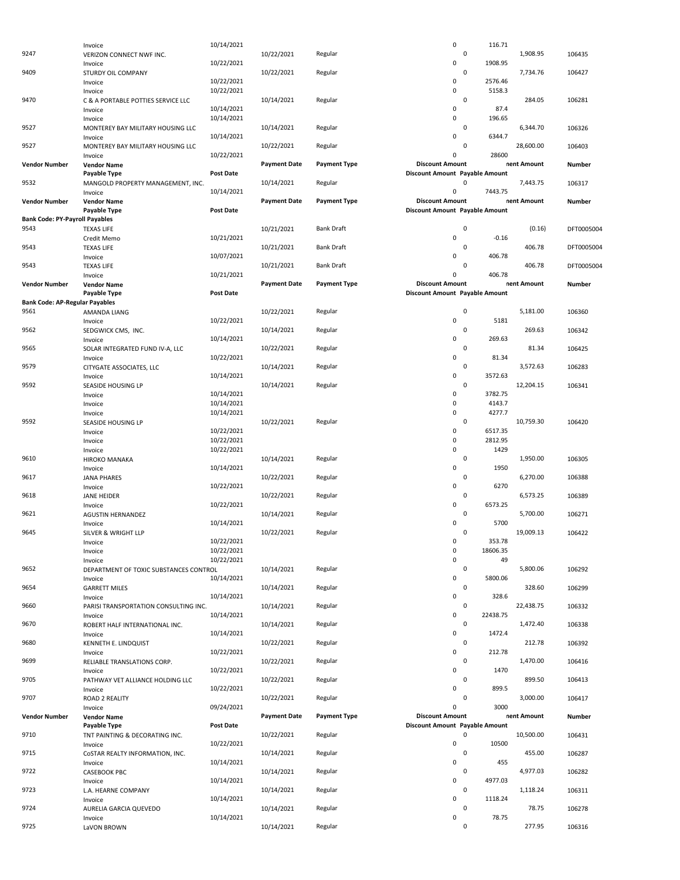| Vendor Number | Vendor Name | | Payment Date | Payment Type | Discount Amount | | Payment Amount | Number |
|---|---|---|---|---|---|---|---|---|
| | Payable Type | Post Date | | | Discount Amount | Payable Amount | | |
| | Invoice | 10/14/2021 | | | 0 | 116.71 | | |
| 9247 | VERIZON CONNECT NWF INC. | | 10/22/2021 | Regular | 0 | | 1,908.95 | 106435 |
| | Invoice | 10/22/2021 | | | 0 | 1908.95 | | |
| 9409 | STURDY OIL COMPANY | | 10/22/2021 | Regular | 0 | | 7,734.76 | 106427 |
| | Invoice | 10/22/2021 | | | 0 | 2576.46 | | |
| | Invoice | 10/22/2021 | | | 0 | 5158.3 | | |
| 9470 | C & A PORTABLE POTTIES SERVICE LLC | | 10/14/2021 | Regular | 0 | | 284.05 | 106281 |
| | Invoice | 10/14/2021 | | | 0 | 87.4 | | |
| | Invoice | 10/14/2021 | | | 0 | 196.65 | | |
| 9527 | MONTEREY BAY MILITARY HOUSING LLC | | 10/14/2021 | Regular | 0 | | 6,344.70 | 106326 |
| | Invoice | 10/14/2021 | | | 0 | 6344.7 | | |
| 9527 | MONTEREY BAY MILITARY HOUSING LLC | | 10/22/2021 | Regular | 0 | | 28,600.00 | 106403 |
| | Invoice | 10/22/2021 | | | 0 | 28600 | | |
| 9532 | MANGOLD PROPERTY MANAGEMENT, INC. | | 10/14/2021 | Regular | 0 | | 7,443.75 | 106317 |
| | Invoice | 10/14/2021 | | | 0 | 7443.75 | | |
| **Bank Code: PY-Payroll Payables** | | | | | | | | |
| 9543 | TEXAS LIFE | | 10/21/2021 | Bank Draft | 0 | | (0.16) | DFT0005004 |
| | Credit Memo | 10/21/2021 | | | 0 | -0.16 | | |
| 9543 | TEXAS LIFE | | 10/21/2021 | Bank Draft | 0 | | 406.78 | DFT0005004 |
| | Invoice | 10/07/2021 | | | 0 | 406.78 | | |
| 9543 | TEXAS LIFE | | 10/21/2021 | Bank Draft | 0 | | 406.78 | DFT0005004 |
| | Invoice | 10/21/2021 | | | 0 | 406.78 | | |
| **Bank Code: AP-Regular Payables** | | | | | | | | |
| 9561 | AMANDA LIANG | | 10/22/2021 | Regular | 0 | | 5,181.00 | 106360 |
| | Invoice | 10/22/2021 | | | 0 | 5181 | | |
| 9562 | SEDGWICK CMS, INC. | | 10/14/2021 | Regular | 0 | | 269.63 | 106342 |
| | Invoice | 10/14/2021 | | | 0 | 269.63 | | |
| 9565 | SOLAR INTEGRATED FUND IV-A, LLC | | 10/22/2021 | Regular | 0 | | 81.34 | 106425 |
| | Invoice | 10/22/2021 | | | 0 | 81.34 | | |
| 9579 | CITYGATE ASSOCIATES, LLC | | 10/14/2021 | Regular | 0 | | 3,572.63 | 106283 |
| | Invoice | 10/14/2021 | | | 0 | 3572.63 | | |
| 9592 | SEASIDE HOUSING LP | | 10/14/2021 | Regular | 0 | | 12,204.15 | 106341 |
| | Invoice | 10/14/2021 | | | 0 | 3782.75 | | |
| | Invoice | 10/14/2021 | | | 0 | 4143.7 | | |
| | Invoice | 10/14/2021 | | | 0 | 4277.7 | | |
| 9592 | SEASIDE HOUSING LP | | 10/22/2021 | Regular | 0 | | 10,759.30 | 106420 |
| | Invoice | 10/22/2021 | | | 0 | 6517.35 | | |
| | Invoice | 10/22/2021 | | | 0 | 2812.95 | | |
| | Invoice | 10/22/2021 | | | 0 | 1429 | | |
| 9610 | HIROKO MANAKA | | 10/14/2021 | Regular | 0 | | 1,950.00 | 106305 |
| | Invoice | 10/14/2021 | | | 0 | 1950 | | |
| 9617 | JANA PHARES | | 10/22/2021 | Regular | 0 | | 6,270.00 | 106388 |
| | Invoice | 10/22/2021 | | | 0 | 6270 | | |
| 9618 | JANE HEIDER | | 10/22/2021 | Regular | 0 | | 6,573.25 | 106389 |
| | Invoice | 10/22/2021 | | | 0 | 6573.25 | | |
| 9621 | AGUSTIN HERNANDEZ | | 10/14/2021 | Regular | 0 | | 5,700.00 | 106271 |
| | Invoice | 10/14/2021 | | | 0 | 5700 | | |
| 9645 | SILVER & WRIGHT LLP | | 10/22/2021 | Regular | 0 | | 19,009.13 | 106422 |
| | Invoice | 10/22/2021 | | | 0 | 353.78 | | |
| | Invoice | 10/22/2021 | | | 0 | 18606.35 | | |
| | Invoice | 10/22/2021 | | | 0 | 49 | | |
| 9652 | DEPARTMENT OF TOXIC SUBSTANCES CONTROL | | 10/14/2021 | Regular | 0 | | 5,800.06 | 106292 |
| | Invoice | 10/14/2021 | | | 0 | 5800.06 | | |
| 9654 | GARRETT MILES | | 10/14/2021 | Regular | 0 | | 328.60 | 106299 |
| | Invoice | 10/14/2021 | | | 0 | 328.6 | | |
| 9660 | PARISI TRANSPORTATION CONSULTING INC. | | 10/14/2021 | Regular | 0 | | 22,438.75 | 106332 |
| | Invoice | 10/14/2021 | | | 0 | 22438.75 | | |
| 9670 | ROBERT HALF INTERNATIONAL INC. | | 10/14/2021 | Regular | 0 | | 1,472.40 | 106338 |
| | Invoice | 10/14/2021 | | | 0 | 1472.4 | | |
| 9680 | KENNETH E. LINDQUIST | | 10/22/2021 | Regular | 0 | | 212.78 | 106392 |
| | Invoice | 10/22/2021 | | | 0 | 212.78 | | |
| 9699 | RELIABLE TRANSLATIONS CORP. | | 10/22/2021 | Regular | 0 | | 1,470.00 | 106416 |
| | Invoice | 10/22/2021 | | | 0 | 1470 | | |
| 9705 | PATHWAY VET ALLIANCE HOLDING LLC | | 10/22/2021 | Regular | 0 | | 899.50 | 106413 |
| | Invoice | 10/22/2021 | | | 0 | 899.5 | | |
| 9707 | ROAD 2 REALITY | | 10/22/2021 | Regular | 0 | | 3,000.00 | 106417 |
| | Invoice | 09/24/2021 | | | 0 | 3000 | | |
| 9710 | TNT PAINTING & DECORATING INC. | | 10/22/2021 | Regular | 0 | | 10,500.00 | 106431 |
| | Invoice | 10/22/2021 | | | 0 | 10500 | | |
| 9715 | CoSTAR REALTY INFORMATION, INC. | | 10/14/2021 | Regular | 0 | | 455.00 | 106287 |
| | Invoice | 10/14/2021 | | | 0 | 455 | | |
| 9722 | CASEBOOK PBC | | 10/14/2021 | Regular | 0 | | 4,977.03 | 106282 |
| | Invoice | 10/14/2021 | | | 0 | 4977.03 | | |
| 9723 | L.A. HEARNE COMPANY | | 10/14/2021 | Regular | 0 | | 1,118.24 | 106311 |
| | Invoice | 10/14/2021 | | | 0 | 1118.24 | | |
| 9724 | AURELIA GARCIA QUEVEDO | | 10/14/2021 | Regular | 0 | | 78.75 | 106278 |
| | Invoice | 10/14/2021 | | | 0 | 78.75 | | |
| 9725 | LaVON BROWN | | 10/14/2021 | Regular | 0 | | 277.95 | 106316 |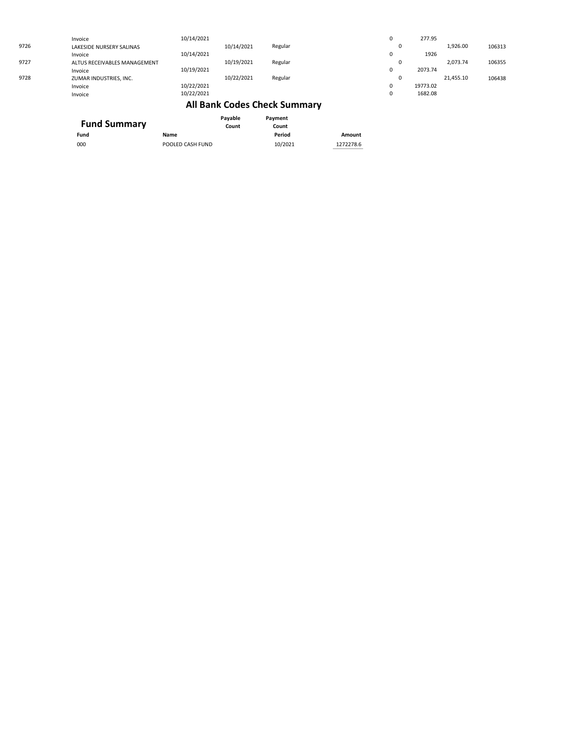| | | | | | | | | |
|---|---|---|---|---|---|---|---|---|
| | Invoice | 10/14/2021 | | | 0 | 277.95 | | |
| 9726 | LAKESIDE NURSERY SALINAS | | 10/14/2021 | Regular | 0 | | 1,926.00 | 106313 |
| | Invoice | 10/14/2021 | | | 0 | 1926 | | |
| 9727 | ALTUS RECEIVABLES MANAGEMENT | | 10/19/2021 | Regular | 0 | | 2,073.74 | 106355 |
| | Invoice | 10/19/2021 | | | 0 | 2073.74 | | |
| 9728 | ZUMAR INDUSTRIES, INC. | | 10/22/2021 | Regular | 0 | | 21,455.10 | 106438 |
| | Invoice | 10/22/2021 | | | 0 | 19773.02 | | |
| | Invoice | 10/22/2021 | | | 0 | 1682.08 | | |

## All Bank Codes Check Summary

## Fund Summary

| Fund | Name | Payable Count | Payment Count Period | Amount |
|---|---|---|---|---|
| 000 | POOLED CASH FUND | | 10/2021 | 1272278.6 |